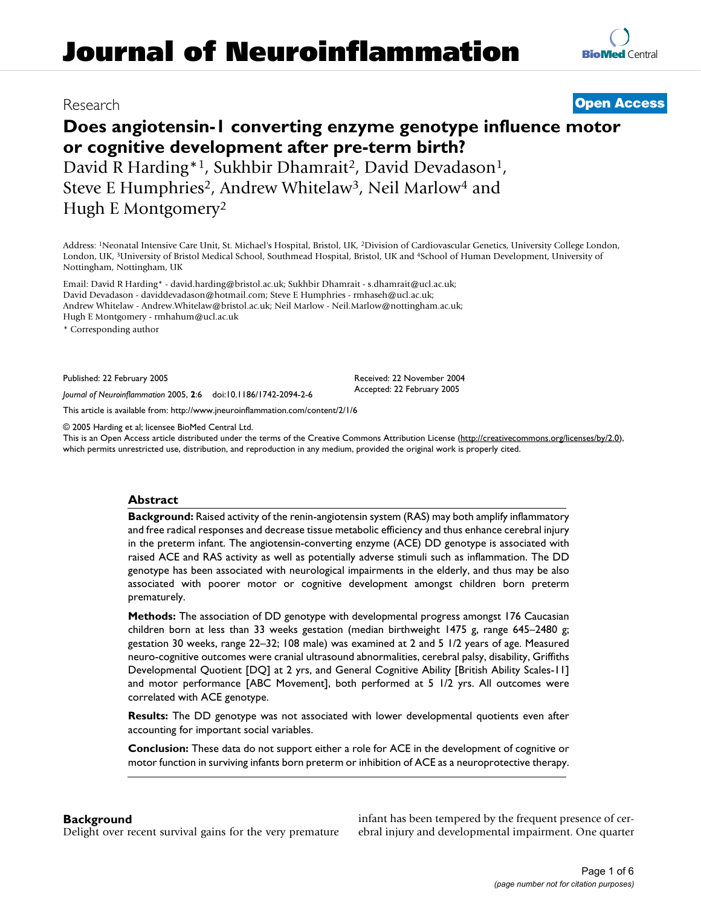# Journal of Neuroinflammation

Research

**Open Access**

## Does angiotensin-1 converting enzyme genotype influence motor or cognitive development after pre-term birth?

David R Harding*[1], Sukhbir Dhamrait[2], David Devadason[1], Steve E Humphries[2], Andrew Whitelaw[3], Neil Marlow[4] and Hugh E Montgomery[2]

Address: [1]Neonatal Intensive Care Unit, St. Michael's Hospital, Bristol, UK, [2]Division of Cardiovascular Genetics, University College London, London, UK, [3]University of Bristol Medical School, Southmead Hospital, Bristol, UK and [4]School of Human Development, University of Nottingham, Nottingham, UK

Email: David R Harding* - david.harding@bristol.ac.uk; Sukhbir Dhamrait - s.dhamrait@ucl.ac.uk; David Devadason - daviddevadason@hotmail.com; Steve E Humphries - rmhaseh@ucl.ac.uk; Andrew Whitelaw - Andrew.Whitelaw@bristol.ac.uk; Neil Marlow - Neil.Marlow@nottingham.ac.uk; Hugh E Montgomery - rmhahum@ucl.ac.uk

* Corresponding author

Published: 22 February 2005

*Journal of Neuroinflammation* 2005, **2**:6 doi:10.1186/1742-2094-2-6

Received: 22 November 2004
Accepted: 22 February 2005

This article is available from: http://www.jneuroinflammation.com/content/2/1/6

© 2005 Harding et al; licensee BioMed Central Ltd.
This is an Open Access article distributed under the terms of the Creative Commons Attribution License (http://creativecommons.org/licenses/by/2.0), which permits unrestricted use, distribution, and reproduction in any medium, provided the original work is properly cited.

### Abstract

**Background:** Raised activity of the renin-angiotensin system (RAS) may both amplify inflammatory and free radical responses and decrease tissue metabolic efficiency and thus enhance cerebral injury in the preterm infant. The angiotensin-converting enzyme (ACE) DD genotype is associated with raised ACE and RAS activity as well as potentially adverse stimuli such as inflammation. The DD genotype has been associated with neurological impairments in the elderly, and thus may be also associated with poorer motor or cognitive development amongst children born preterm prematurely.

**Methods:** The association of DD genotype with developmental progress amongst 176 Caucasian children born at less than 33 weeks gestation (median birthweight 1475 g, range 645–2480 g; gestation 30 weeks, range 22–32; 108 male) was examined at 2 and 5 1/2 years of age. Measured neuro-cognitive outcomes were cranial ultrasound abnormalities, cerebral palsy, disability, Griffiths Developmental Quotient [DQ] at 2 yrs, and General Cognitive Ability [British Ability Scales-II] and motor performance [ABC Movement], both performed at 5 1/2 yrs. All outcomes were correlated with ACE genotype.

**Results:** The DD genotype was not associated with lower developmental quotients even after accounting for important social variables.

**Conclusion:** These data do not support either a role for ACE in the development of cognitive or motor function in surviving infants born preterm or inhibition of ACE as a neuroprotective therapy.

## Background

Delight over recent survival gains for the very premature infant has been tempered by the frequent presence of cerebral injury and developmental impairment. One quarter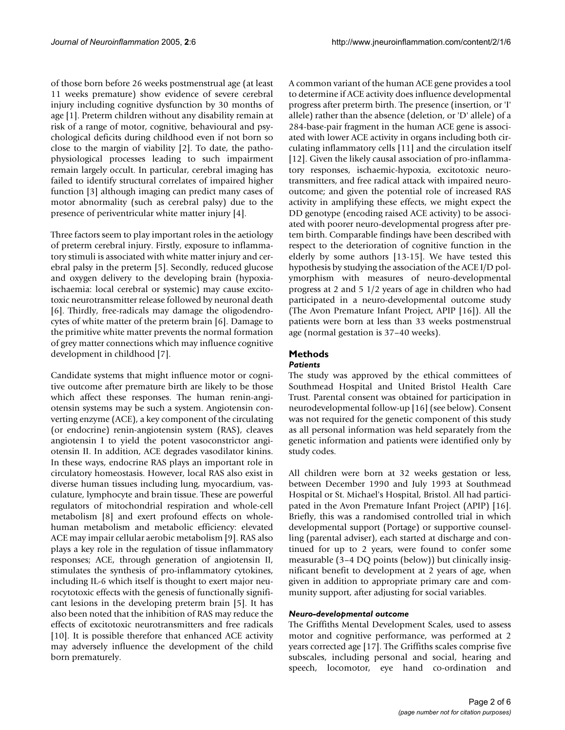of those born before 26 weeks postmenstrual age (at least 11 weeks premature) show evidence of severe cerebral injury including cognitive dysfunction by 30 months of age [1]. Preterm children without any disability remain at risk of a range of motor, cognitive, behavioural and psychological deficits during childhood even if not born so close to the margin of viability [2]. To date, the pathophysiological processes leading to such impairment remain largely occult. In particular, cerebral imaging has failed to identify structural correlates of impaired higher function [3] although imaging can predict many cases of motor abnormality (such as cerebral palsy) due to the presence of periventricular white matter injury [4].

Three factors seem to play important roles in the aetiology of preterm cerebral injury. Firstly, exposure to inflammatory stimuli is associated with white matter injury and cerebral palsy in the preterm [5]. Secondly, reduced glucose and oxygen delivery to the developing brain (hypoxia-ischaemia: local cerebral or systemic) may cause excitotoxic neurotransmitter release followed by neuronal death [6]. Thirdly, free-radicals may damage the oligodendrocytes of white matter of the preterm brain [6]. Damage to the primitive white matter prevents the normal formation of grey matter connections which may influence cognitive development in childhood [7].

Candidate systems that might influence motor or cognitive outcome after premature birth are likely to be those which affect these responses. The human renin-angiotensin systems may be such a system. Angiotensin converting enzyme (ACE), a key component of the circulating (or endocrine) renin-angiotensin system (RAS), cleaves angiotensin I to yield the potent vasoconstrictor angiotensin II. In addition, ACE degrades vasodilator kinins. In these ways, endocrine RAS plays an important role in circulatory homeostasis. However, local RAS also exist in diverse human tissues including lung, myocardium, vasculature, lymphocyte and brain tissue. These are powerful regulators of mitochondrial respiration and whole-cell metabolism [8] and exert profound effects on whole-human metabolism and metabolic efficiency: elevated ACE may impair cellular aerobic metabolism [9]. RAS also plays a key role in the regulation of tissue inflammatory responses; ACE, through generation of angiotensin II, stimulates the synthesis of pro-inflammatory cytokines, including IL-6 which itself is thought to exert major neurocytotoxic effects with the genesis of functionally significant lesions in the developing preterm brain [5]. It has also been noted that the inhibition of RAS may reduce the effects of excitotoxic neurotransmitters and free radicals [10]. It is possible therefore that enhanced ACE activity may adversely influence the development of the child born prematurely.

A common variant of the human ACE gene provides a tool to determine if ACE activity does influence developmental progress after preterm birth. The presence (insertion, or 'I' allele) rather than the absence (deletion, or 'D' allele) of a 284-base-pair fragment in the human ACE gene is associated with lower ACE activity in organs including both circulating inflammatory cells [11] and the circulation itself [12]. Given the likely causal association of pro-inflammatory responses, ischaemic-hypoxia, excitotoxic neurotransmitters, and free radical attack with impaired neuro-outcome; and given the potential role of increased RAS activity in amplifying these effects, we might expect the DD genotype (encoding raised ACE activity) to be associated with poorer neuro-developmental progress after preterm birth. Comparable findings have been described with respect to the deterioration of cognitive function in the elderly by some authors [13-15]. We have tested this hypothesis by studying the association of the ACE I/D polymorphism with measures of neuro-developmental progress at 2 and 5 1/2 years of age in children who had participated in a neuro-developmental outcome study (The Avon Premature Infant Project, APIP [16]). All the patients were born at less than 33 weeks postmenstrual age (normal gestation is 37–40 weeks).

## Methods

### *Patients*

The study was approved by the ethical committees of Southmead Hospital and United Bristol Health Care Trust. Parental consent was obtained for participation in neurodevelopmental follow-up [16] (see below). Consent was not required for the genetic component of this study as all personal information was held separately from the genetic information and patients were identified only by study codes.

All children were born at 32 weeks gestation or less, between December 1990 and July 1993 at Southmead Hospital or St. Michael's Hospital, Bristol. All had participated in the Avon Premature Infant Project (APIP) [16]. Briefly, this was a randomised controlled trial in which developmental support (Portage) or supportive counselling (parental adviser), each started at discharge and continued for up to 2 years, were found to confer some measurable (3–4 DQ points (below)) but clinically insignificant benefit to development at 2 years of age, when given in addition to appropriate primary care and community support, after adjusting for social variables.

### *Neuro-developmental outcome*

The Griffiths Mental Development Scales, used to assess motor and cognitive performance, was performed at 2 years corrected age [17]. The Griffiths scales comprise five subscales, including personal and social, hearing and speech, locomotor, eye hand co-ordination and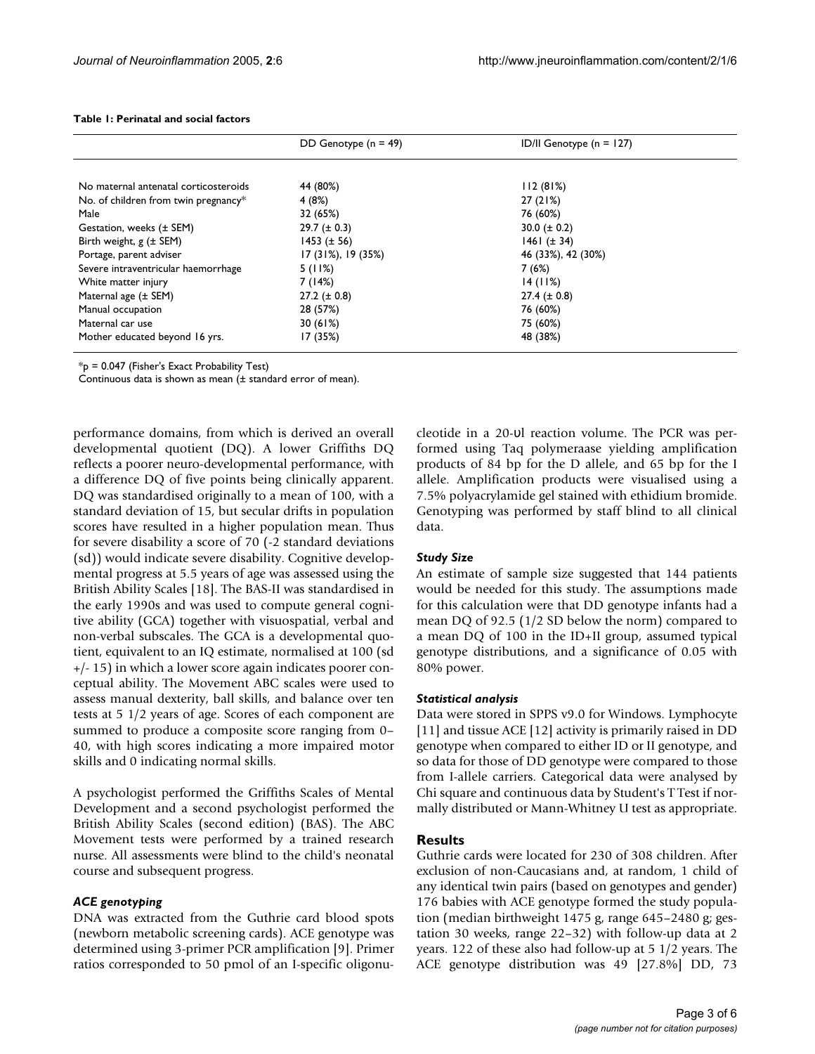**Table 1: Perinatal and social factors**

| | DD Genotype (n = 49) | ID/II Genotype (n = 127) |
|---|---|---|
| No maternal antenatal corticosteroids | 44 (80%) | 112 (81%) |
| No. of children from twin pregnancy* | 4 (8%) | 27 (21%) |
| Male | 32 (65%) | 76 (60%) |
| Gestation, weeks (± SEM) | 29.7 (± 0.3) | 30.0 (± 0.2) |
| Birth weight, g (± SEM) | 1453 (± 56) | 1461 (± 34) |
| Portage, parent adviser | 17 (31%), 19 (35%) | 46 (33%), 42 (30%) |
| Severe intraventricular haemorrhage | 5 (11%) | 7 (6%) |
| White matter injury | 7 (14%) | 14 (11%) |
| Maternal age (± SEM) | 27.2 (± 0.8) | 27.4 (± 0.8) |
| Manual occupation | 28 (57%) | 76 (60%) |
| Maternal car use | 30 (61%) | 75 (60%) |
| Mother educated beyond 16 yrs. | 17 (35%) | 48 (38%) |

*p = 0.047 (Fisher's Exact Probability Test)
Continuous data is shown as mean (± standard error of mean).

performance domains, from which is derived an overall developmental quotient (DQ). A lower Griffiths DQ reflects a poorer neuro-developmental performance, with a difference DQ of five points being clinically apparent. DQ was standardised originally to a mean of 100, with a standard deviation of 15, but secular drifts in population scores have resulted in a higher population mean. Thus for severe disability a score of 70 (-2 standard deviations (sd)) would indicate severe disability. Cognitive developmental progress at 5.5 years of age was assessed using the British Ability Scales [18]. The BAS-II was standardised in the early 1990s and was used to compute general cognitive ability (GCA) together with visuospatial, verbal and non-verbal subscales. The GCA is a developmental quotient, equivalent to an IQ estimate, normalised at 100 (sd +/- 15) in which a lower score again indicates poorer conceptual ability. The Movement ABC scales were used to assess manual dexterity, ball skills, and balance over ten tests at 5 1/2 years of age. Scores of each component are summed to produce a composite score ranging from 0–40, with high scores indicating a more impaired motor skills and 0 indicating normal skills.

A psychologist performed the Griffiths Scales of Mental Development and a second psychologist performed the British Ability Scales (second edition) (BAS). The ABC Movement tests were performed by a trained research nurse. All assessments were blind to the child's neonatal course and subsequent progress.

### *ACE genotyping*

DNA was extracted from the Guthrie card blood spots (newborn metabolic screening cards). ACE genotype was determined using 3-primer PCR amplification [9]. Primer ratios corresponded to 50 pmol of an I-specific oligonucleotide in a 20-υl reaction volume. The PCR was performed using Taq polymeraase yielding amplification products of 84 bp for the D allele, and 65 bp for the I allele. Amplification products were visualised using a 7.5% polyacrylamide gel stained with ethidium bromide. Genotyping was performed by staff blind to all clinical data.

### *Study Size*

An estimate of sample size suggested that 144 patients would be needed for this study. The assumptions made for this calculation were that DD genotype infants had a mean DQ of 92.5 (1/2 SD below the norm) compared to a mean DQ of 100 in the ID+II group, assumed typical genotype distributions, and a significance of 0.05 with 80% power.

### *Statistical analysis*

Data were stored in SPPS v9.0 for Windows. Lymphocyte [11] and tissue ACE [12] activity is primarily raised in DD genotype when compared to either ID or II genotype, and so data for those of DD genotype were compared to those from I-allele carriers. Categorical data were analysed by Chi square and continuous data by Student's T Test if normally distributed or Mann-Whitney U test as appropriate.

## Results

Guthrie cards were located for 230 of 308 children. After exclusion of non-Caucasians and, at random, 1 child of any identical twin pairs (based on genotypes and gender) 176 babies with ACE genotype formed the study population (median birthweight 1475 g, range 645–2480 g; gestation 30 weeks, range 22–32) with follow-up data at 2 years. 122 of these also had follow-up at 5 1/2 years. The ACE genotype distribution was 49 [27.8%] DD, 73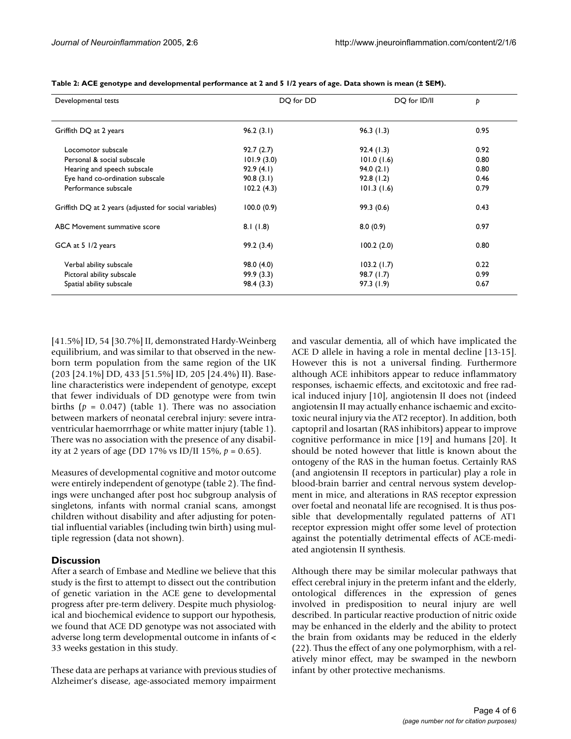**Table 2: ACE genotype and developmental performance at 2 and 5 1/2 years of age. Data shown is mean (± SEM).**

| Developmental tests | DQ for DD | DQ for ID/II | p |
| --- | --- | --- | --- |
| Griffith DQ at 2 years | 96.2 (3.1) | 96.3 (1.3) | 0.95 |
| Locomotor subscale | 92.7 (2.7) | 92.4 (1.3) | 0.92 |
| Personal & social subscale | 101.9 (3.0) | 101.0 (1.6) | 0.80 |
| Hearing and speech subscale | 92.9 (4.1) | 94.0 (2.1) | 0.80 |
| Eye hand co-ordination subscale | 90.8 (3.1) | 92.8 (1.2) | 0.46 |
| Performance subscale | 102.2 (4.3) | 101.3 (1.6) | 0.79 |
| Griffith DQ at 2 years (adjusted for social variables) | 100.0 (0.9) | 99.3 (0.6) | 0.43 |
| ABC Movement summative score | 8.1 (1.8) | 8.0 (0.9) | 0.97 |
| GCA at 5 1/2 years | 99.2 (3.4) | 100.2 (2.0) | 0.80 |
| Verbal ability subscale | 98.0 (4.0) | 103.2 (1.7) | 0.22 |
| Pictoral ability subscale | 99.9 (3.3) | 98.7 (1.7) | 0.99 |
| Spatial ability subscale | 98.4 (3.3) | 97.3 (1.9) | 0.67 |

[41.5%] ID, 54 [30.7%] II, demonstrated Hardy-Weinberg equilibrium, and was similar to that observed in the newborn term population from the same region of the UK (203 [24.1%] DD, 433 [51.5%] ID, 205 [24.4%] II). Baseline characteristics were independent of genotype, except that fewer individuals of DD genotype were from twin births ($p = 0.047$) (table 1). There was no association between markers of neonatal cerebral injury: severe intraventricular haemorrrhage or white matter injury (table 1). There was no association with the presence of any disability at 2 years of age (DD 17% vs ID/II 15%, $p = 0.65$).

Measures of developmental cognitive and motor outcome were entirely independent of genotype (table 2). The findings were unchanged after post hoc subgroup analysis of singletons, infants with normal cranial scans, amongst children without disability and after adjusting for potential influential variables (including twin birth) using multiple regression (data not shown).

## Discussion

After a search of Embase and Medline we believe that this study is the first to attempt to dissect out the contribution of genetic variation in the ACE gene to developmental progress after pre-term delivery. Despite much physiological and biochemical evidence to support our hypothesis, we found that ACE DD genotype was not associated with adverse long term developmental outcome in infants of < 33 weeks gestation in this study.

These data are perhaps at variance with previous studies of Alzheimer's disease, age-associated memory impairment and vascular dementia, all of which have implicated the ACE D allele in having a role in mental decline [13-15]. However this is not a universal finding. Furthermore although ACE inhibitors appear to reduce inflammatory responses, ischaemic effects, and excitotoxic and free radical induced injury [10], angiotensin II does not (indeed angiotensin II may actually enhance ischaemic and excitotoxic neural injury via the AT2 receptor). In addition, both captopril and losartan (RAS inhibitors) appear to improve cognitive performance in mice [19] and humans [20]. It should be noted however that little is known about the ontogeny of the RAS in the human foetus. Certainly RAS (and angiotensin II receptors in particular) play a role in blood-brain barrier and central nervous system development in mice, and alterations in RAS receptor expression over foetal and neonatal life are recognised. It is thus possible that developmentally regulated patterns of AT1 receptor expression might offer some level of protection against the potentially detrimental effects of ACE-mediated angiotensin II synthesis.

Although there may be similar molecular pathways that effect cerebral injury in the preterm infant and the elderly, ontological differences in the expression of genes involved in predisposition to neural injury are well described. In particular reactive production of nitric oxide may be enhanced in the elderly and the ability to protect the brain from oxidants may be reduced in the elderly (22). Thus the effect of any one polymorphism, with a relatively minor effect, may be swamped in the newborn infant by other protective mechanisms.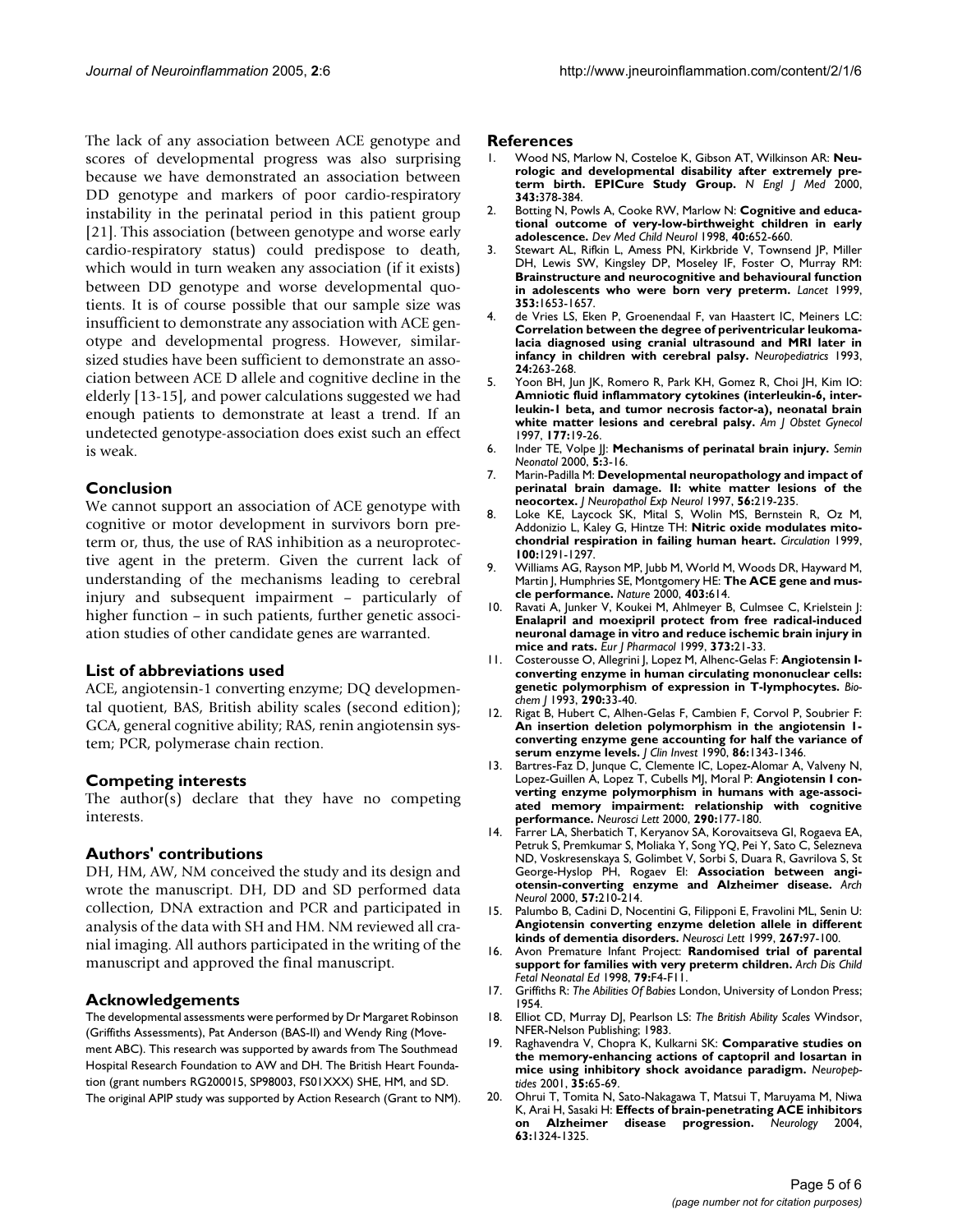The lack of any association between ACE genotype and scores of developmental progress was also surprising because we have demonstrated an association between DD genotype and markers of poor cardio-respiratory instability in the perinatal period in this patient group [21]. This association (between genotype and worse early cardio-respiratory status) could predispose to death, which would in turn weaken any association (if it exists) between DD genotype and worse developmental quotients. It is of course possible that our sample size was insufficient to demonstrate any association with ACE genotype and developmental progress. However, similar-sized studies have been sufficient to demonstrate an association between ACE D allele and cognitive decline in the elderly [13-15], and power calculations suggested we had enough patients to demonstrate at least a trend. If an undetected genotype-association does exist such an effect is weak.

## Conclusion

We cannot support an association of ACE genotype with cognitive or motor development in survivors born preterm or, thus, the use of RAS inhibition as a neuroprotective agent in the preterm. Given the current lack of understanding of the mechanisms leading to cerebral injury and subsequent impairment – particularly of higher function – in such patients, further genetic association studies of other candidate genes are warranted.

## List of abbreviations used

ACE, angiotensin-1 converting enzyme; DQ developmental quotient, BAS, British ability scales (second edition); GCA, general cognitive ability; RAS, renin angiotensin system; PCR, polymerase chain rection.

## Competing interests

The author(s) declare that they have no competing interests.

## Authors' contributions

DH, HM, AW, NM conceived the study and its design and wrote the manuscript. DH, DD and SD performed data collection, DNA extraction and PCR and participated in analysis of the data with SH and HM. NM reviewed all cranial imaging. All authors participated in the writing of the manuscript and approved the final manuscript.

## Acknowledgements

The developmental assessments were performed by Dr Margaret Robinson (Griffiths Assessments), Pat Anderson (BAS-II) and Wendy Ring (Movement ABC). This research was supported by awards from The Southmead Hospital Research Foundation to AW and DH. The British Heart Foundation (grant numbers RG200015, SP98003, FS01XXX) SHE, HM, and SD. The original APIP study was supported by Action Research (Grant to NM).

## References

1. Wood NS, Marlow N, Costeloe K, Gibson AT, Wilkinson AR: **Neurologic and developmental disability after extremely preterm birth. EPICure Study Group.** *N Engl J Med* 2000, **343:**378-384.
2. Botting N, Powls A, Cooke RW, Marlow N: **Cognitive and educational outcome of very-low-birthweight children in early adolescence.** *Dev Med Child Neurol* 1998, **40:**652-660.
3. Stewart AL, Rifkin L, Amess PN, Kirkbride V, Townsend JP, Miller DH, Lewis SW, Kingsley DP, Moseley IF, Foster O, Murray RM: **Brainstructure and neurocognitive and behavioural function in adolescents who were born very preterm.** *Lancet* 1999, **353:**1653-1657.
4. de Vries LS, Eken P, Groenendaal F, van Haastert IC, Meiners LC: **Correlation between the degree of periventricular leukomalacia diagnosed using cranial ultrasound and MRI later in infancy in children with cerebral palsy.** *Neuropediatrics* 1993, **24:**263-268.
5. Yoon BH, Jun JK, Romero R, Park KH, Gomez R, Choi JH, Kim IO: **Amniotic fluid inflammatory cytokines (interleukin-6, interleukin-1 beta, and tumor necrosis factor-a), neonatal brain white matter lesions and cerebral palsy.** *Am J Obstet Gynecol* 1997, **177:**19-26.
6. Inder TE, Volpe JJ: **Mechanisms of perinatal brain injury.** *Semin Neonatol* 2000, **5:**3-16.
7. Marin-Padilla M: **Developmental neuropathology and impact of perinatal brain damage. II: white matter lesions of the neocortex.** *J Neuropathol Exp Neurol* 1997, **56:**219-235.
8. Loke KE, Laycock SK, Mital S, Wolin MS, Bernstein R, Oz M, Addonizio L, Kaley G, Hintze TH: **Nitric oxide modulates mitochondrial respiration in failing human heart.** *Circulation* 1999, **100:**1291-1297.
9. Williams AG, Rayson MP, Jubb M, World M, Woods DR, Hayward M, Martin J, Humphries SE, Montgomery HE: **The ACE gene and muscle performance.** *Nature* 2000, **403:**614.
10. Ravati A, Junker V, Koukei M, Ahlmeyer B, Culmsee C, Krielstein J: **Enalapril and moexipril protect from free radical-induced neuronal damage in vitro and reduce ischemic brain injury in mice and rats.** *Eur J Pharmacol* 1999, **373:**21-33.
11. Costerousse O, Allegrini J, Lopez M, Alhenc-Gelas F: **Angiotensin I-converting enzyme in human circulating mononuclear cells: genetic polymorphism of expression in T-lymphocytes.** *Biochem J* 1993, **290:**33-40.
12. Rigat B, Hubert C, Alhen-Gelas F, Cambien F, Corvol P, Soubrier F: **An insertion deletion polymorphism in the angiotensin I-converting enzyme gene accounting for half the variance of serum enzyme levels.** *J Clin Invest* 1990, **86:**1343-1346.
13. Bartres-Faz D, Junque C, Clemente IC, Lopez-Alomar A, Valveny N, Lopez-Guillen A, Lopez T, Cubells MJ, Moral P: **Angiotensin I converting enzyme polymorphism in humans with age-associated memory impairment: relationship with cognitive performance.** *Neurosci Lett* 2000, **290:**177-180.
14. Farrer LA, Sherbatich T, Keryanov SA, Korovaitseva GI, Rogaeva EA, Petruk S, Premkumar S, Moliaka Y, Song YQ, Pei Y, Sato C, Selezneva ND, Voskresenskaya S, Golimbet V, Sorbi S, Duara R, Gavrilova S, St George-Hyslop PH, Rogaev EI: **Association between angiotensin-converting enzyme and Alzheimer disease.** *Arch Neurol* 2000, **57:**210-214.
15. Palumbo B, Cadini D, Nocentini G, Filipponi E, Fravolini ML, Senin U: **Angiotensin converting enzyme deletion allele in different kinds of dementia disorders.** *Neurosci Lett* 1999, **267:**97-100.
16. Avon Premature Infant Project: **Randomised trial of parental support for families with very preterm children.** *Arch Dis Child Fetal Neonatal Ed* 1998, **79:**F4-F11.
17. Griffiths R: *The Abilities Of Babies* London, University of London Press; 1954.
18. Elliot CD, Murray DJ, Pearlson LS: *The British Ability Scales* Windsor, NFER-Nelson Publishing; 1983.
19. Raghavendra V, Chopra K, Kulkarni SK: **Comparative studies on the memory-enhancing actions of captopril and losartan in mice using inhibitory shock avoidance paradigm.** *Neuropeptides* 2001, **35:**65-69.
20. Ohrui T, Tomita N, Sato-Nakagawa T, Matsui T, Maruyama M, Niwa K, Arai H, Sasaki H: **Effects of brain-penetrating ACE inhibitors on Alzheimer disease progression.** *Neurology* 2004, **63:**1324-1325.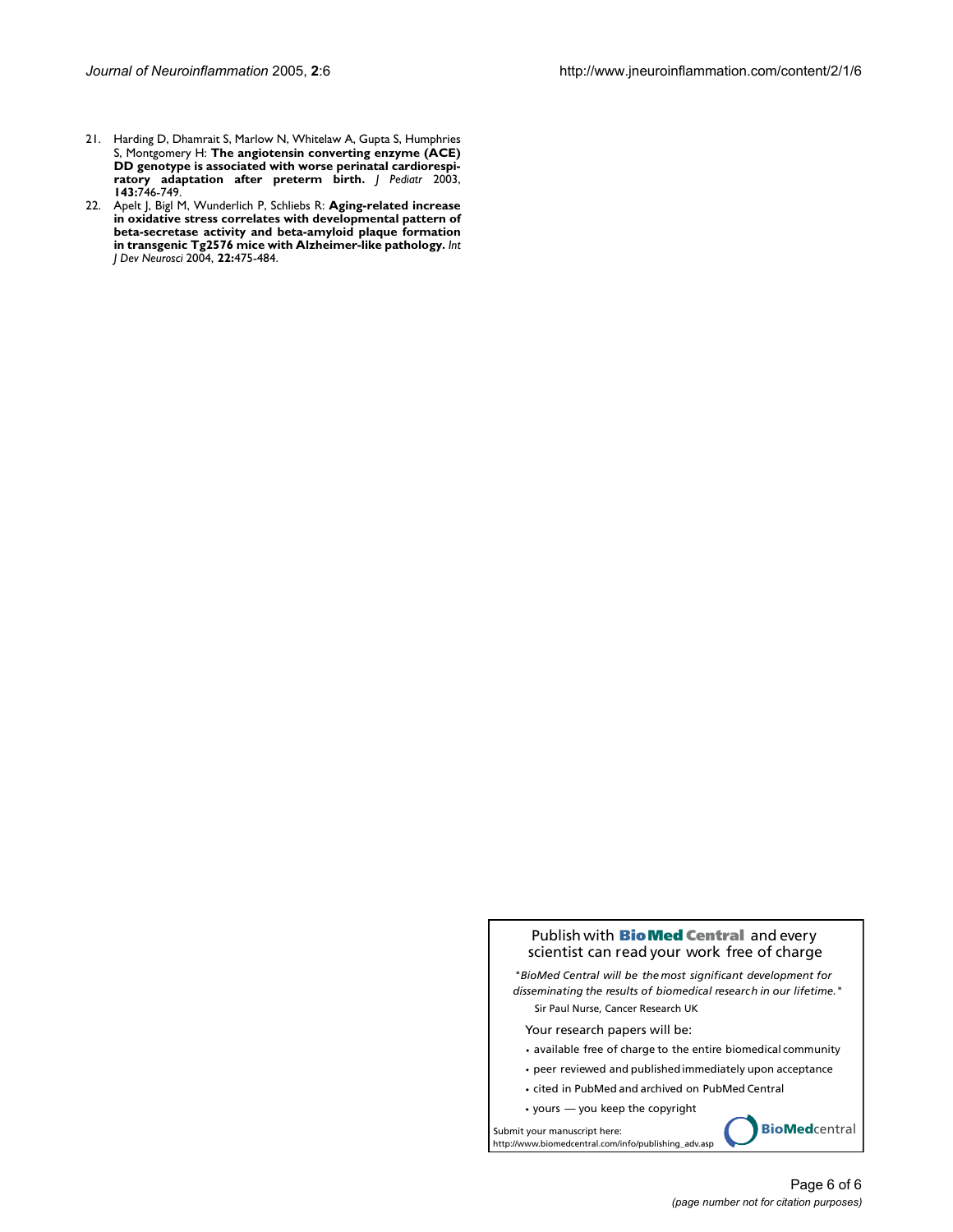21. Harding D, Dhamrait S, Marlow N, Whitelaw A, Gupta S, Humphries S, Montgomery H: **The angiotensin converting enzyme (ACE) DD genotype is associated with worse perinatal cardiorespiratory adaptation after preterm birth.** *J Pediatr* 2003, **143:**746-749.
22. Apelt J, Bigl M, Wunderlich P, Schliebs R: **Aging-related increase in oxidative stress correlates with developmental pattern of beta-secretase activity and beta-amyloid plaque formation in transgenic Tg2576 mice with Alzheimer-like pathology.** *Int J Dev Neurosci* 2004, **22:**475-484.

Publish with **BioMed Central** and every scientist can read your work free of charge

*"BioMed Central will be the most significant development for disseminating the results of biomedical research in our lifetime."*

Sir Paul Nurse, Cancer Research UK

Your research papers will be:

- available free of charge to the entire biomedical community
- peer reviewed and published immediately upon acceptance
- cited in PubMed and archived on PubMed Central
- yours — you keep the copyright

Submit your manuscript here:
http://www.biomedcentral.com/info/publishing_adv.asp

**BioMed**central